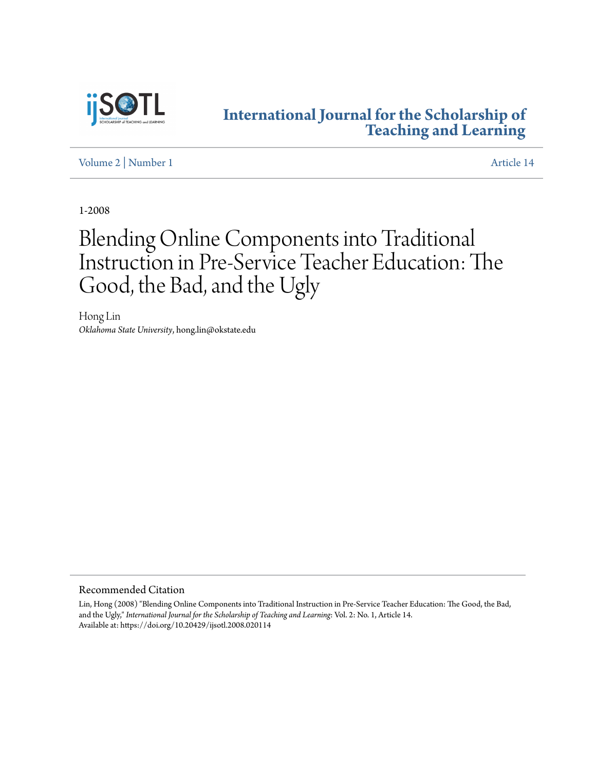# International Journal for the Scholarship of Teaching and Learning

Volume 2 | Number 1 Article 14

1-2008

# Blending Online Components into Traditional Instruction in Pre-Service Teacher Education: The Good, the Bad, and the Ugly

Hong Lin
*Oklahoma State University*, hong.lin@okstate.edu

## Recommended Citation

Lin, Hong (2008) "Blending Online Components into Traditional Instruction in Pre-Service Teacher Education: The Good, the Bad, and the Ugly," *International Journal for the Scholarship of Teaching and Learning*: Vol. 2: No. 1, Article 14.
Available at: https://doi.org/10.20429/ijsotl.2008.020114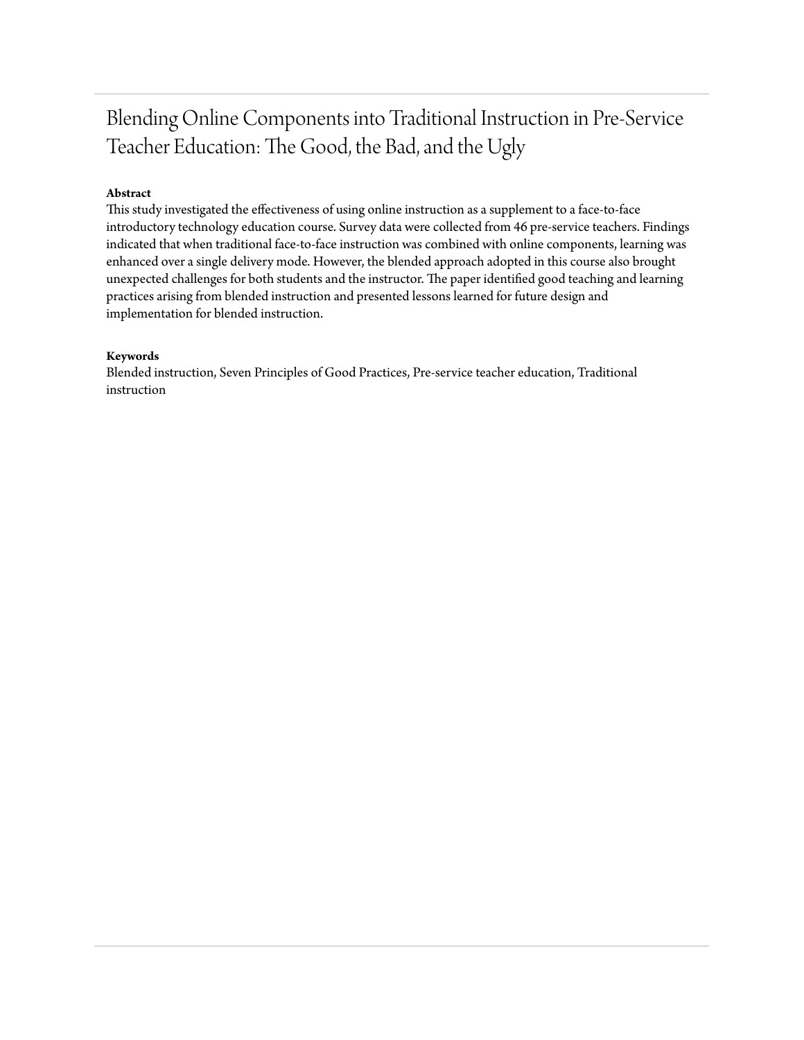# Blending Online Components into Traditional Instruction in Pre-Service Teacher Education: The Good, the Bad, and the Ugly

**Abstract**

This study investigated the effectiveness of using online instruction as a supplement to a face-to-face introductory technology education course. Survey data were collected from 46 pre-service teachers. Findings indicated that when traditional face-to-face instruction was combined with online components, learning was enhanced over a single delivery mode. However, the blended approach adopted in this course also brought unexpected challenges for both students and the instructor. The paper identified good teaching and learning practices arising from blended instruction and presented lessons learned for future design and implementation for blended instruction.

**Keywords**

Blended instruction, Seven Principles of Good Practices, Pre-service teacher education, Traditional instruction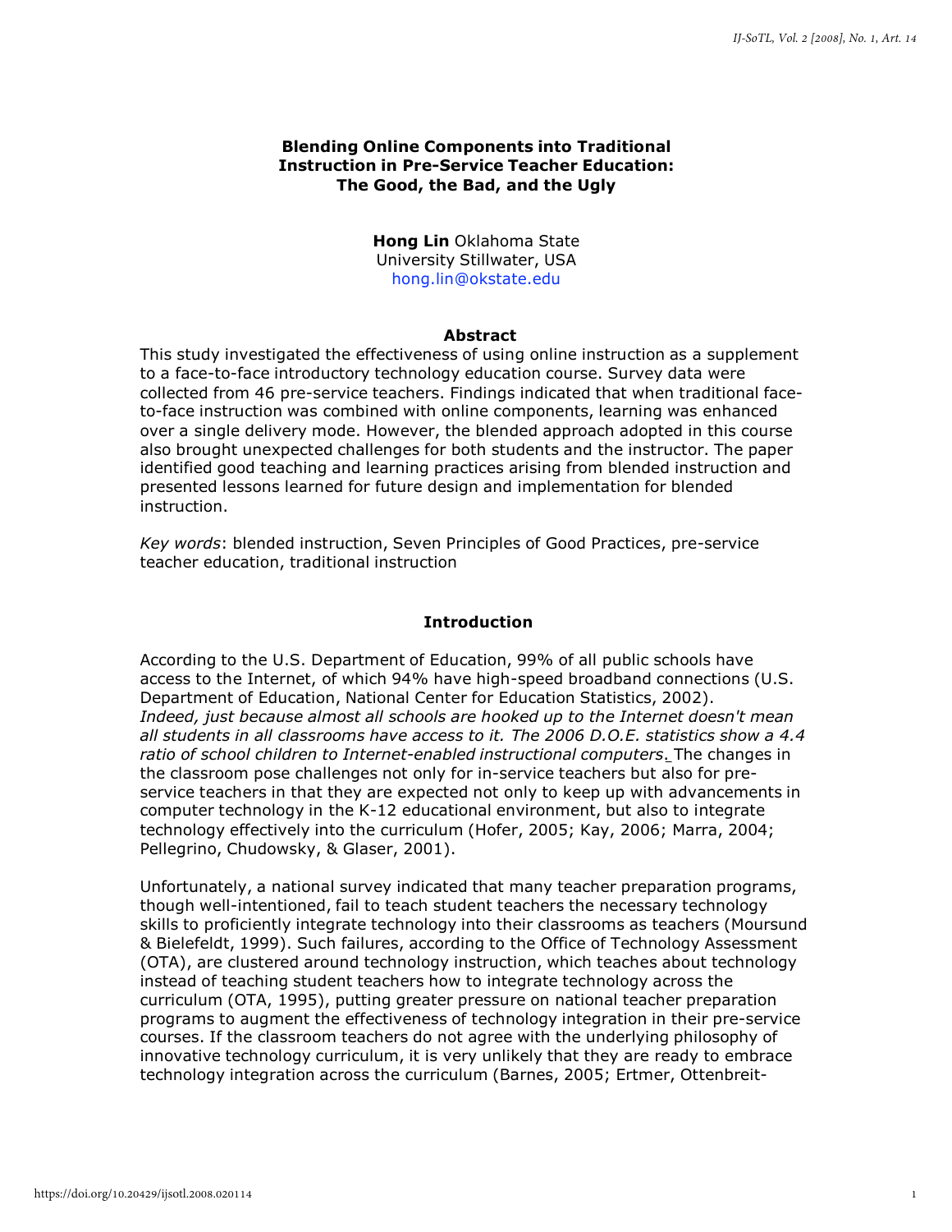# Blending Online Components into Traditional Instruction in Pre-Service Teacher Education: The Good, the Bad, and the Ugly

**Hong Lin** Oklahoma State University Stillwater, USA
hong.lin@okstate.edu

## Abstract

This study investigated the effectiveness of using online instruction as a supplement to a face-to-face introductory technology education course. Survey data were collected from 46 pre-service teachers. Findings indicated that when traditional face-to-face instruction was combined with online components, learning was enhanced over a single delivery mode. However, the blended approach adopted in this course also brought unexpected challenges for both students and the instructor. The paper identified good teaching and learning practices arising from blended instruction and presented lessons learned for future design and implementation for blended instruction.

*Key words*: blended instruction, Seven Principles of Good Practices, pre-service teacher education, traditional instruction

## Introduction

According to the U.S. Department of Education, 99% of all public schools have access to the Internet, of which 94% have high-speed broadband connections (U.S. Department of Education, National Center for Education Statistics, 2002). *Indeed, just because almost all schools are hooked up to the Internet doesn't mean all students in all classrooms have access to it. The 2006 D.O.E. statistics show a 4.4 ratio of school children to Internet-enabled instructional computers*. The changes in the classroom pose challenges not only for in-service teachers but also for pre-service teachers in that they are expected not only to keep up with advancements in computer technology in the K-12 educational environment, but also to integrate technology effectively into the curriculum (Hofer, 2005; Kay, 2006; Marra, 2004; Pellegrino, Chudowsky, & Glaser, 2001).

Unfortunately, a national survey indicated that many teacher preparation programs, though well-intentioned, fail to teach student teachers the necessary technology skills to proficiently integrate technology into their classrooms as teachers (Moursund & Bielefeldt, 1999). Such failures, according to the Office of Technology Assessment (OTA), are clustered around technology instruction, which teaches about technology instead of teaching student teachers how to integrate technology across the curriculum (OTA, 1995), putting greater pressure on national teacher preparation programs to augment the effectiveness of technology integration in their pre-service courses. If the classroom teachers do not agree with the underlying philosophy of innovative technology curriculum, it is very unlikely that they are ready to embrace technology integration across the curriculum (Barnes, 2005; Ertmer, Ottenbreit-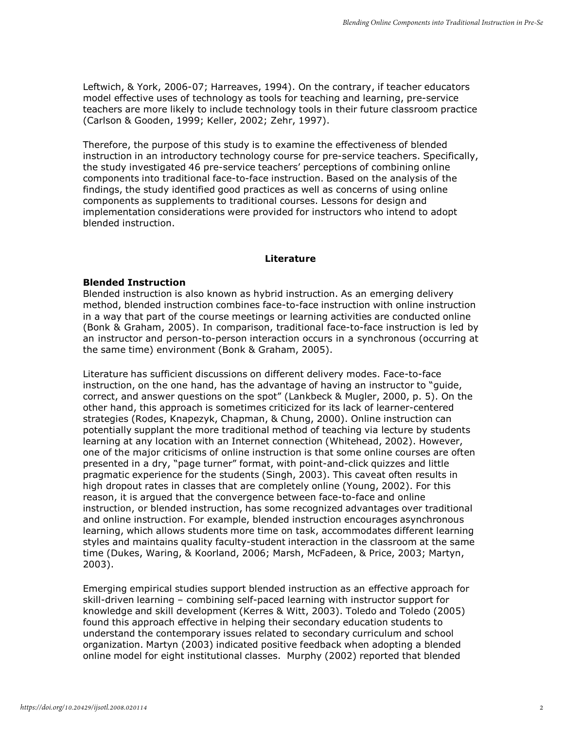Leftwich, & York, 2006-07; Harreaves, 1994). On the contrary, if teacher educators model effective uses of technology as tools for teaching and learning, pre-service teachers are more likely to include technology tools in their future classroom practice (Carlson & Gooden, 1999; Keller, 2002; Zehr, 1997).

Therefore, the purpose of this study is to examine the effectiveness of blended instruction in an introductory technology course for pre-service teachers. Specifically, the study investigated 46 pre-service teachers' perceptions of combining online components into traditional face-to-face instruction. Based on the analysis of the findings, the study identified good practices as well as concerns of using online components as supplements to traditional courses. Lessons for design and implementation considerations were provided for instructors who intend to adopt blended instruction.

## Literature

### Blended Instruction

Blended instruction is also known as hybrid instruction. As an emerging delivery method, blended instruction combines face-to-face instruction with online instruction in a way that part of the course meetings or learning activities are conducted online (Bonk & Graham, 2005). In comparison, traditional face-to-face instruction is led by an instructor and person-to-person interaction occurs in a synchronous (occurring at the same time) environment (Bonk & Graham, 2005).

Literature has sufficient discussions on different delivery modes. Face-to-face instruction, on the one hand, has the advantage of having an instructor to "guide, correct, and answer questions on the spot" (Lankbeck & Mugler, 2000, p. 5). On the other hand, this approach is sometimes criticized for its lack of learner-centered strategies (Rodes, Knapezyk, Chapman, & Chung, 2000). Online instruction can potentially supplant the more traditional method of teaching via lecture by students learning at any location with an Internet connection (Whitehead, 2002). However, one of the major criticisms of online instruction is that some online courses are often presented in a dry, "page turner" format, with point-and-click quizzes and little pragmatic experience for the students (Singh, 2003). This caveat often results in high dropout rates in classes that are completely online (Young, 2002). For this reason, it is argued that the convergence between face-to-face and online instruction, or blended instruction, has some recognized advantages over traditional and online instruction. For example, blended instruction encourages asynchronous learning, which allows students more time on task, accommodates different learning styles and maintains quality faculty-student interaction in the classroom at the same time (Dukes, Waring, & Koorland, 2006; Marsh, McFadeen, & Price, 2003; Martyn, 2003).

Emerging empirical studies support blended instruction as an effective approach for skill-driven learning – combining self-paced learning with instructor support for knowledge and skill development (Kerres & Witt, 2003). Toledo and Toledo (2005) found this approach effective in helping their secondary education students to understand the contemporary issues related to secondary curriculum and school organization. Martyn (2003) indicated positive feedback when adopting a blended online model for eight institutional classes. Murphy (2002) reported that blended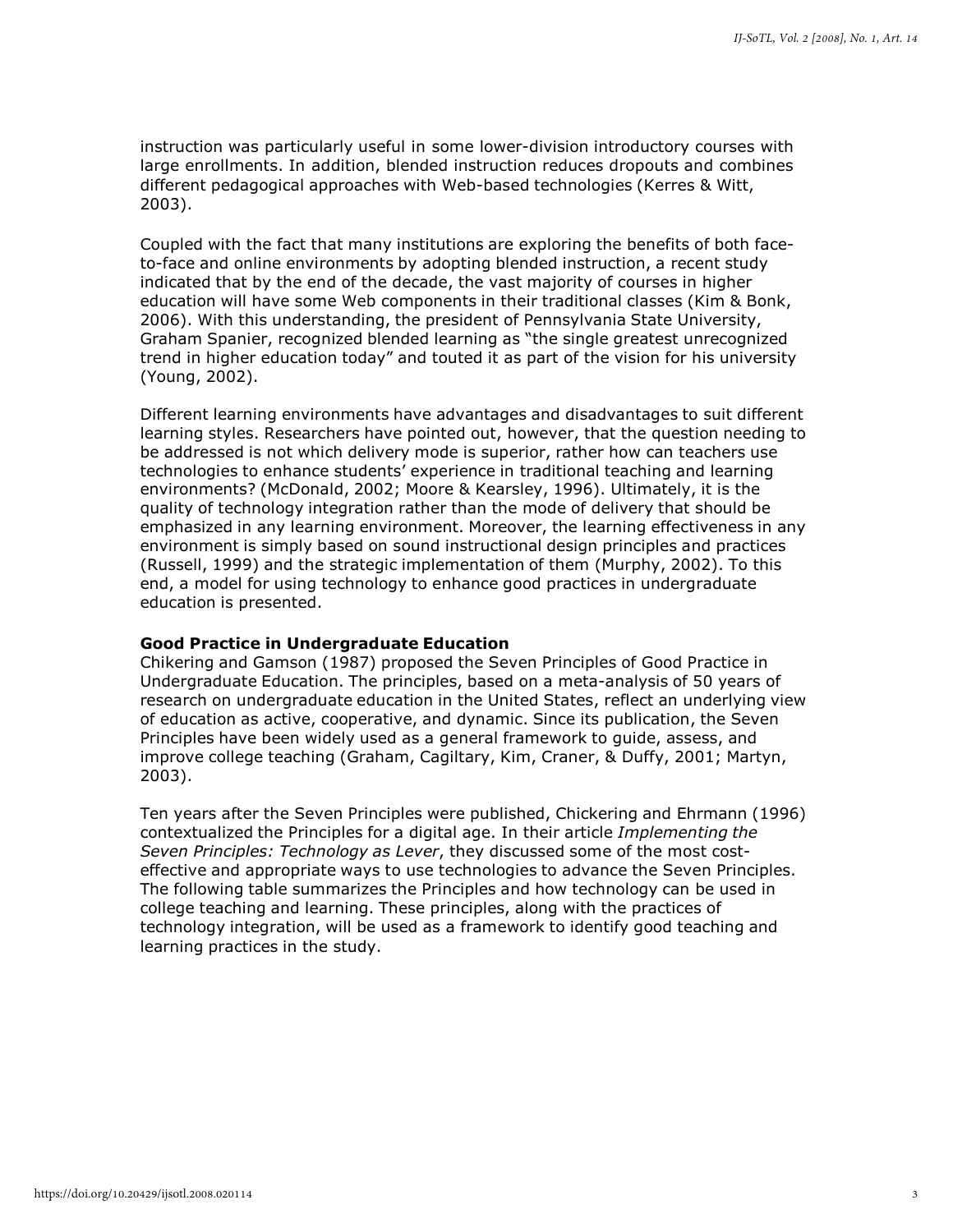instruction was particularly useful in some lower-division introductory courses with large enrollments. In addition, blended instruction reduces dropouts and combines different pedagogical approaches with Web-based technologies (Kerres & Witt, 2003).

Coupled with the fact that many institutions are exploring the benefits of both face-to-face and online environments by adopting blended instruction, a recent study indicated that by the end of the decade, the vast majority of courses in higher education will have some Web components in their traditional classes (Kim & Bonk, 2006). With this understanding, the president of Pennsylvania State University, Graham Spanier, recognized blended learning as "the single greatest unrecognized trend in higher education today" and touted it as part of the vision for his university (Young, 2002).

Different learning environments have advantages and disadvantages to suit different learning styles. Researchers have pointed out, however, that the question needing to be addressed is not which delivery mode is superior, rather how can teachers use technologies to enhance students' experience in traditional teaching and learning environments? (McDonald, 2002; Moore & Kearsley, 1996). Ultimately, it is the quality of technology integration rather than the mode of delivery that should be emphasized in any learning environment. Moreover, the learning effectiveness in any environment is simply based on sound instructional design principles and practices (Russell, 1999) and the strategic implementation of them (Murphy, 2002). To this end, a model for using technology to enhance good practices in undergraduate education is presented.

**Good Practice in Undergraduate Education**

Chikering and Gamson (1987) proposed the Seven Principles of Good Practice in Undergraduate Education. The principles, based on a meta-analysis of 50 years of research on undergraduate education in the United States, reflect an underlying view of education as active, cooperative, and dynamic. Since its publication, the Seven Principles have been widely used as a general framework to guide, assess, and improve college teaching (Graham, Cagiltary, Kim, Craner, & Duffy, 2001; Martyn, 2003).

Ten years after the Seven Principles were published, Chickering and Ehrmann (1996) contextualized the Principles for a digital age. In their article *Implementing the Seven Principles: Technology as Lever*, they discussed some of the most cost-effective and appropriate ways to use technologies to advance the Seven Principles. The following table summarizes the Principles and how technology can be used in college teaching and learning. These principles, along with the practices of technology integration, will be used as a framework to identify good teaching and learning practices in the study.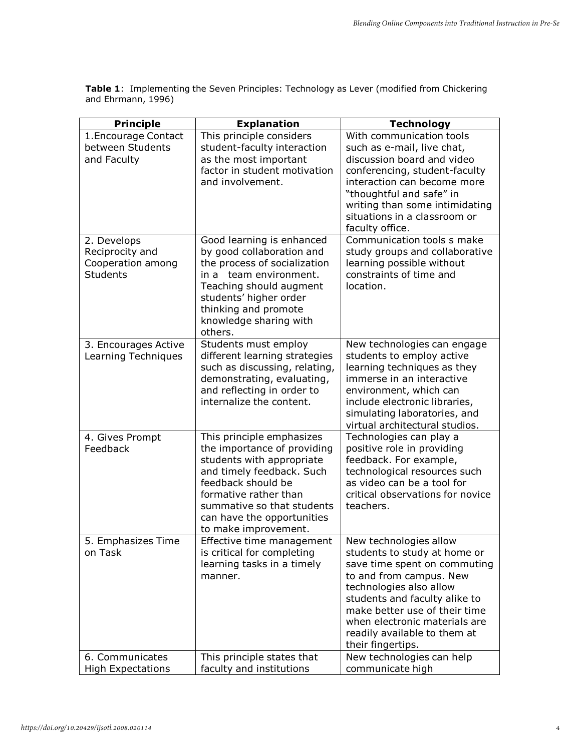**Table 1**: Implementing the Seven Principles: Technology as Lever (modified from Chickering and Ehrmann, 1996)

| Principle | Explanation | Technology |
| --- | --- | --- |
| 1.Encourage Contact between Students and Faculty | This principle considers student-faculty interaction as the most important factor in student motivation and involvement. | With communication tools such as e-mail, live chat, discussion board and video conferencing, student-faculty interaction can become more "thoughtful and safe" in writing than some intimidating situations in a classroom or faculty office. |
| 2. Develops Reciprocity and Cooperation among Students | Good learning is enhanced by good collaboration and the process of socialization in a team environment. Teaching should augment students' higher order thinking and promote knowledge sharing with others. | Communication tools s make study groups and collaborative learning possible without constraints of time and location. |
| 3. Encourages Active Learning Techniques | Students must employ different learning strategies such as discussing, relating, demonstrating, evaluating, and reflecting in order to internalize the content. | New technologies can engage students to employ active learning techniques as they immerse in an interactive environment, which can include electronic libraries, simulating laboratories, and virtual architectural studios. |
| 4. Gives Prompt Feedback | This principle emphasizes the importance of providing students with appropriate and timely feedback. Such feedback should be formative rather than summative so that students can have the opportunities to make improvement. | Technologies can play a positive role in providing feedback. For example, technological resources such as video can be a tool for critical observations for novice teachers. |
| 5. Emphasizes Time on Task | Effective time management is critical for completing learning tasks in a timely manner. | New technologies allow students to study at home or save time spent on commuting to and from campus. New technologies also allow students and faculty alike to make better use of their time when electronic materials are readily available to them at their fingertips. |
| 6. Communicates High Expectations | This principle states that faculty and institutions | New technologies can help communicate high |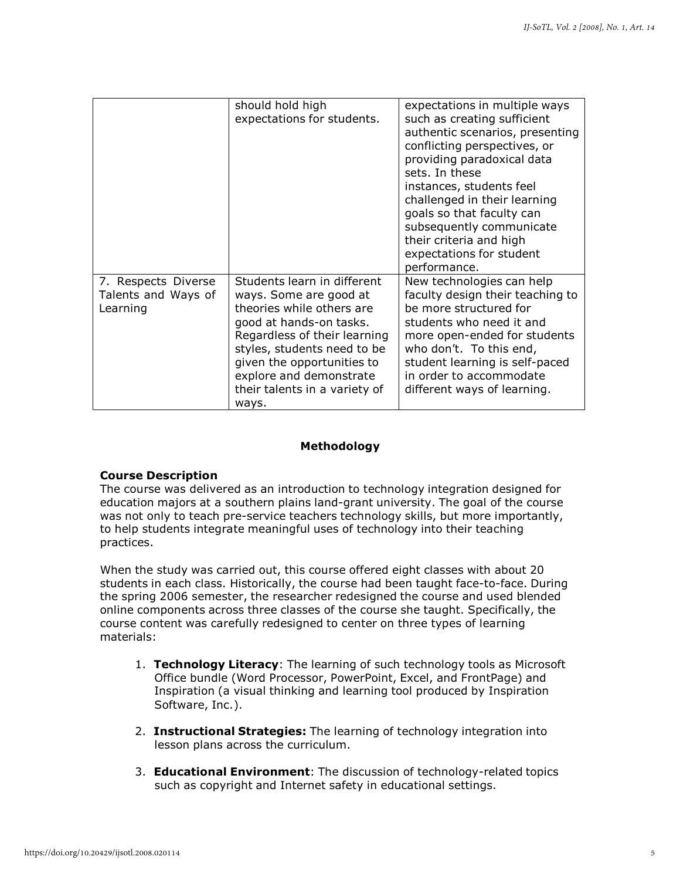| | should hold high expectations for students. | expectations in multiple ways such as creating sufficient authentic scenarios, presenting conflicting perspectives, or providing paradoxical data sets. In these instances, students feel challenged in their learning goals so that faculty can subsequently communicate their criteria and high expectations for student performance. |
|---|---|---|
| 7. Respects Diverse Talents and Ways of Learning | Students learn in different ways. Some are good at theories while others are good at hands-on tasks. Regardless of their learning styles, students need to be given the opportunities to explore and demonstrate their talents in a variety of ways. | New technologies can help faculty design their teaching to be more structured for students who need it and more open-ended for students who don't. To this end, student learning is self-paced in order to accommodate different ways of learning. |

## Methodology

### Course Description

The course was delivered as an introduction to technology integration designed for education majors at a southern plains land-grant university. The goal of the course was not only to teach pre-service teachers technology skills, but more importantly, to help students integrate meaningful uses of technology into their teaching practices.

When the study was carried out, this course offered eight classes with about 20 students in each class. Historically, the course had been taught face-to-face. During the spring 2006 semester, the researcher redesigned the course and used blended online components across three classes of the course she taught. Specifically, the course content was carefully redesigned to center on three types of learning materials:

1. **Technology Literacy**: The learning of such technology tools as Microsoft Office bundle (Word Processor, PowerPoint, Excel, and FrontPage) and Inspiration (a visual thinking and learning tool produced by Inspiration Software, Inc.).

2. **Instructional Strategies:** The learning of technology integration into lesson plans across the curriculum.

3. **Educational Environment**: The discussion of technology-related topics such as copyright and Internet safety in educational settings.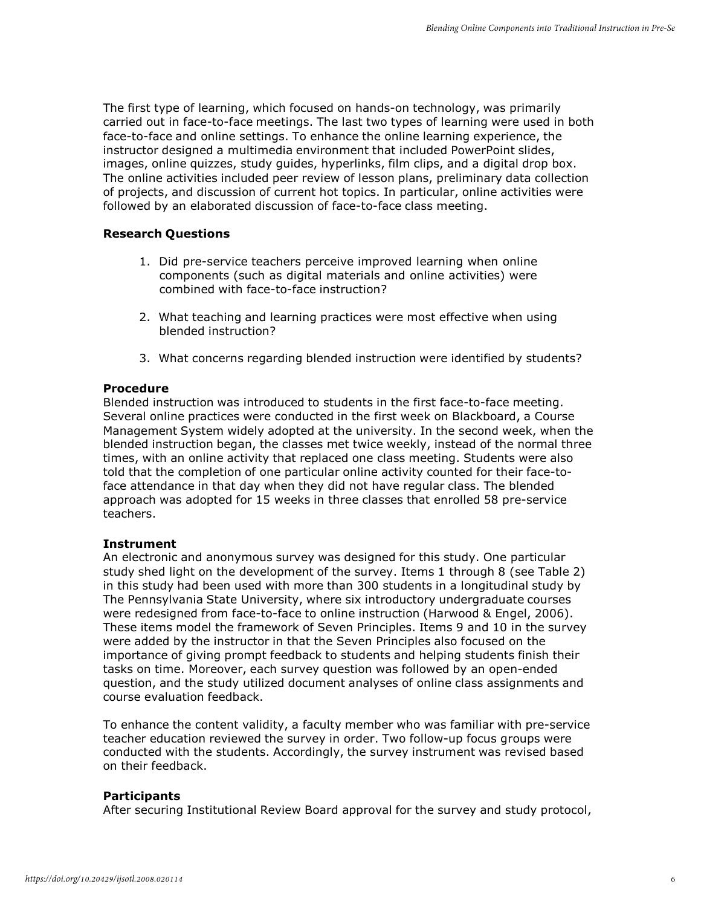The first type of learning, which focused on hands-on technology, was primarily carried out in face-to-face meetings. The last two types of learning were used in both face-to-face and online settings. To enhance the online learning experience, the instructor designed a multimedia environment that included PowerPoint slides, images, online quizzes, study guides, hyperlinks, film clips, and a digital drop box. The online activities included peer review of lesson plans, preliminary data collection of projects, and discussion of current hot topics. In particular, online activities were followed by an elaborated discussion of face-to-face class meeting.

### Research Questions

1. Did pre-service teachers perceive improved learning when online components (such as digital materials and online activities) were combined with face-to-face instruction?

2. What teaching and learning practices were most effective when using blended instruction?

3. What concerns regarding blended instruction were identified by students?

### Procedure

Blended instruction was introduced to students in the first face-to-face meeting. Several online practices were conducted in the first week on Blackboard, a Course Management System widely adopted at the university. In the second week, when the blended instruction began, the classes met twice weekly, instead of the normal three times, with an online activity that replaced one class meeting. Students were also told that the completion of one particular online activity counted for their face-to-face attendance in that day when they did not have regular class. The blended approach was adopted for 15 weeks in three classes that enrolled 58 pre-service teachers.

### Instrument

An electronic and anonymous survey was designed for this study. One particular study shed light on the development of the survey. Items 1 through 8 (see Table 2) in this study had been used with more than 300 students in a longitudinal study by The Pennsylvania State University, where six introductory undergraduate courses were redesigned from face-to-face to online instruction (Harwood & Engel, 2006). These items model the framework of Seven Principles. Items 9 and 10 in the survey were added by the instructor in that the Seven Principles also focused on the importance of giving prompt feedback to students and helping students finish their tasks on time. Moreover, each survey question was followed by an open-ended question, and the study utilized document analyses of online class assignments and course evaluation feedback.

To enhance the content validity, a faculty member who was familiar with pre-service teacher education reviewed the survey in order. Two follow-up focus groups were conducted with the students. Accordingly, the survey instrument was revised based on their feedback.

### Participants

After securing Institutional Review Board approval for the survey and study protocol,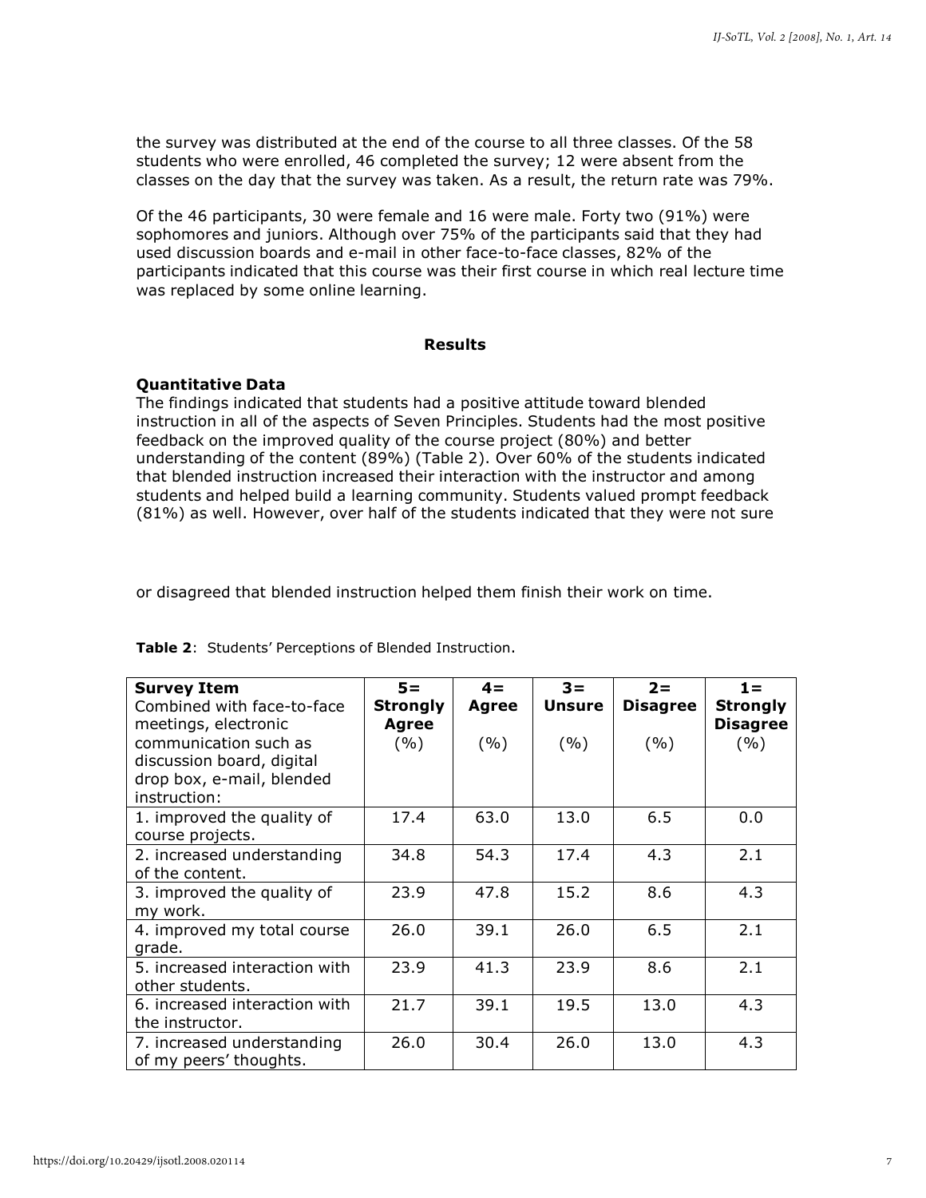the survey was distributed at the end of the course to all three classes. Of the 58 students who were enrolled, 46 completed the survey; 12 were absent from the classes on the day that the survey was taken. As a result, the return rate was 79%.

Of the 46 participants, 30 were female and 16 were male. Forty two (91%) were sophomores and juniors. Although over 75% of the participants said that they had used discussion boards and e-mail in other face-to-face classes, 82% of the participants indicated that this course was their first course in which real lecture time was replaced by some online learning.

## Results

### Quantitative Data

The findings indicated that students had a positive attitude toward blended instruction in all of the aspects of Seven Principles. Students had the most positive feedback on the improved quality of the course project (80%) and better understanding of the content (89%) (Table 2). Over 60% of the students indicated that blended instruction increased their interaction with the instructor and among students and helped build a learning community. Students valued prompt feedback (81%) as well. However, over half of the students indicated that they were not sure or disagreed that blended instruction helped them finish their work on time.

**Table 2**: Students' Perceptions of Blended Instruction.

| **Survey Item** Combined with face-to-face meetings, electronic communication such as discussion board, digital drop box, e-mail, blended instruction: | **5= Strongly Agree** (%) | **4= Agree** (%) | **3= Unsure** (%) | **2= Disagree** (%) | **1= Strongly Disagree** (%) |
|---|---|---|---|---|---|
| 1. improved the quality of course projects. | 17.4 | 63.0 | 13.0 | 6.5 | 0.0 |
| 2. increased understanding of the content. | 34.8 | 54.3 | 17.4 | 4.3 | 2.1 |
| 3. improved the quality of my work. | 23.9 | 47.8 | 15.2 | 8.6 | 4.3 |
| 4. improved my total course grade. | 26.0 | 39.1 | 26.0 | 6.5 | 2.1 |
| 5. increased interaction with other students. | 23.9 | 41.3 | 23.9 | 8.6 | 2.1 |
| 6. increased interaction with the instructor. | 21.7 | 39.1 | 19.5 | 13.0 | 4.3 |
| 7. increased understanding of my peers' thoughts. | 26.0 | 30.4 | 26.0 | 13.0 | 4.3 |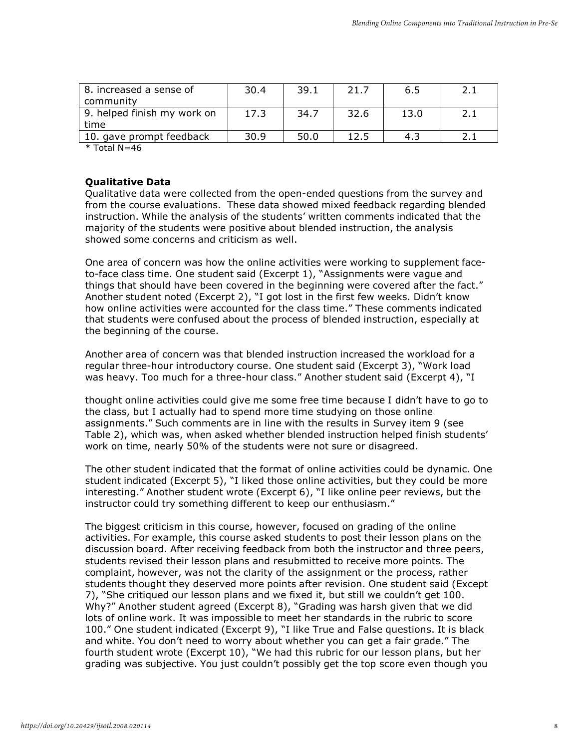| | | | | | |
|---|---|---|---|---|---|
| 8. increased a sense of community | 30.4 | 39.1 | 21.7 | 6.5 | 2.1 |
| 9. helped finish my work on time | 17.3 | 34.7 | 32.6 | 13.0 | 2.1 |
| 10. gave prompt feedback | 30.9 | 50.0 | 12.5 | 4.3 | 2.1 |

* Total N=46

**Qualitative Data**

Qualitative data were collected from the open-ended questions from the survey and from the course evaluations. These data showed mixed feedback regarding blended instruction. While the analysis of the students' written comments indicated that the majority of the students were positive about blended instruction, the analysis showed some concerns and criticism as well.

One area of concern was how the online activities were working to supplement face-to-face class time. One student said (Excerpt 1), "Assignments were vague and things that should have been covered in the beginning were covered after the fact." Another student noted (Excerpt 2), "I got lost in the first few weeks. Didn't know how online activities were accounted for the class time." These comments indicated that students were confused about the process of blended instruction, especially at the beginning of the course.

Another area of concern was that blended instruction increased the workload for a regular three-hour introductory course. One student said (Excerpt 3), "Work load was heavy. Too much for a three-hour class." Another student said (Excerpt 4), "I thought online activities could give me some free time because I didn't have to go to the class, but I actually had to spend more time studying on those online assignments." Such comments are in line with the results in Survey item 9 (see Table 2), which was, when asked whether blended instruction helped finish students' work on time, nearly 50% of the students were not sure or disagreed.

The other student indicated that the format of online activities could be dynamic. One student indicated (Excerpt 5), "I liked those online activities, but they could be more interesting." Another student wrote (Excerpt 6), "I like online peer reviews, but the instructor could try something different to keep our enthusiasm."

The biggest criticism in this course, however, focused on grading of the online activities. For example, this course asked students to post their lesson plans on the discussion board. After receiving feedback from both the instructor and three peers, students revised their lesson plans and resubmitted to receive more points. The complaint, however, was not the clarity of the assignment or the process, rather students thought they deserved more points after revision. One student said (Except 7), "She critiqued our lesson plans and we fixed it, but still we couldn't get 100. Why?" Another student agreed (Excerpt 8), "Grading was harsh given that we did lots of online work. It was impossible to meet her standards in the rubric to score 100." One student indicated (Excerpt 9), "I like True and False questions. It is black and white. You don't need to worry about whether you can get a fair grade." The fourth student wrote (Excerpt 10), "We had this rubric for our lesson plans, but her grading was subjective. You just couldn't possibly get the top score even though you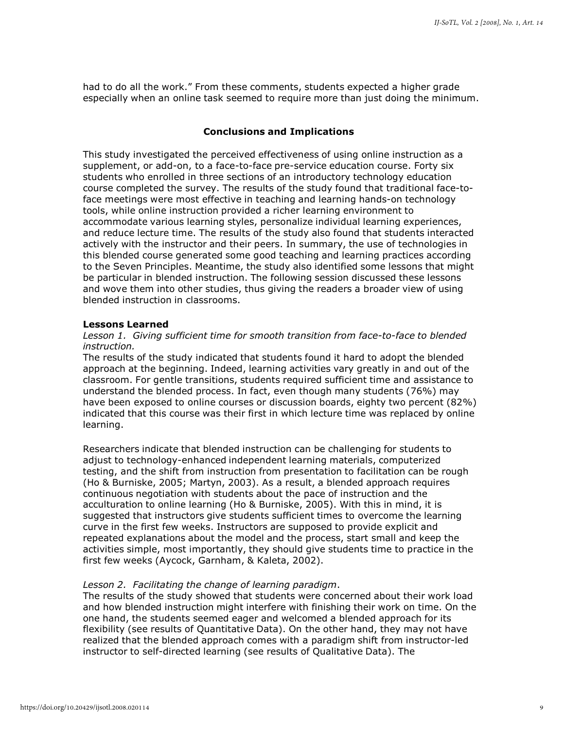had to do all the work." From these comments, students expected a higher grade especially when an online task seemed to require more than just doing the minimum.

## Conclusions and Implications

This study investigated the perceived effectiveness of using online instruction as a supplement, or add-on, to a face-to-face pre-service education course. Forty six students who enrolled in three sections of an introductory technology education course completed the survey. The results of the study found that traditional face-to-face meetings were most effective in teaching and learning hands-on technology tools, while online instruction provided a richer learning environment to accommodate various learning styles, personalize individual learning experiences, and reduce lecture time. The results of the study also found that students interacted actively with the instructor and their peers. In summary, the use of technologies in this blended course generated some good teaching and learning practices according to the Seven Principles. Meantime, the study also identified some lessons that might be particular in blended instruction. The following session discussed these lessons and wove them into other studies, thus giving the readers a broader view of using blended instruction in classrooms.

### Lessons Learned

*Lesson 1. Giving sufficient time for smooth transition from face-to-face to blended instruction.*

The results of the study indicated that students found it hard to adopt the blended approach at the beginning. Indeed, learning activities vary greatly in and out of the classroom. For gentle transitions, students required sufficient time and assistance to understand the blended process. In fact, even though many students (76%) may have been exposed to online courses or discussion boards, eighty two percent (82%) indicated that this course was their first in which lecture time was replaced by online learning.

Researchers indicate that blended instruction can be challenging for students to adjust to technology-enhanced independent learning materials, computerized testing, and the shift from instruction from presentation to facilitation can be rough (Ho & Burniske, 2005; Martyn, 2003). As a result, a blended approach requires continuous negotiation with students about the pace of instruction and the acculturation to online learning (Ho & Burniske, 2005). With this in mind, it is suggested that instructors give students sufficient times to overcome the learning curve in the first few weeks. Instructors are supposed to provide explicit and repeated explanations about the model and the process, start small and keep the activities simple, most importantly, they should give students time to practice in the first few weeks (Aycock, Garnham, & Kaleta, 2002).

*Lesson 2. Facilitating the change of learning paradigm.*

The results of the study showed that students were concerned about their work load and how blended instruction might interfere with finishing their work on time. On the one hand, the students seemed eager and welcomed a blended approach for its flexibility (see results of Quantitative Data). On the other hand, they may not have realized that the blended approach comes with a paradigm shift from instructor-led instructor to self-directed learning (see results of Qualitative Data). The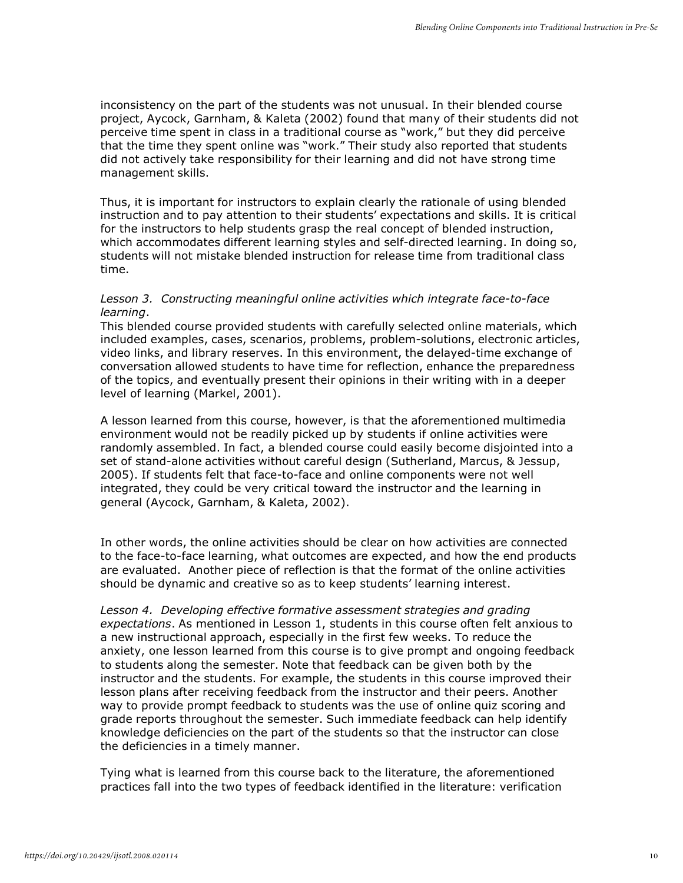inconsistency on the part of the students was not unusual. In their blended course project, Aycock, Garnham, & Kaleta (2002) found that many of their students did not perceive time spent in class in a traditional course as "work," but they did perceive that the time they spent online was "work." Their study also reported that students did not actively take responsibility for their learning and did not have strong time management skills.

Thus, it is important for instructors to explain clearly the rationale of using blended instruction and to pay attention to their students' expectations and skills. It is critical for the instructors to help students grasp the real concept of blended instruction, which accommodates different learning styles and self-directed learning. In doing so, students will not mistake blended instruction for release time from traditional class time.

*Lesson 3. Constructing meaningful online activities which integrate face-to-face learning*.
This blended course provided students with carefully selected online materials, which included examples, cases, scenarios, problems, problem-solutions, electronic articles, video links, and library reserves. In this environment, the delayed-time exchange of conversation allowed students to have time for reflection, enhance the preparedness of the topics, and eventually present their opinions in their writing with in a deeper level of learning (Markel, 2001).

A lesson learned from this course, however, is that the aforementioned multimedia environment would not be readily picked up by students if online activities were randomly assembled. In fact, a blended course could easily become disjointed into a set of stand-alone activities without careful design (Sutherland, Marcus, & Jessup, 2005). If students felt that face-to-face and online components were not well integrated, they could be very critical toward the instructor and the learning in general (Aycock, Garnham, & Kaleta, 2002).

In other words, the online activities should be clear on how activities are connected to the face-to-face learning, what outcomes are expected, and how the end products are evaluated. Another piece of reflection is that the format of the online activities should be dynamic and creative so as to keep students' learning interest.

*Lesson 4. Developing effective formative assessment strategies and grading expectations*. As mentioned in Lesson 1, students in this course often felt anxious to a new instructional approach, especially in the first few weeks. To reduce the anxiety, one lesson learned from this course is to give prompt and ongoing feedback to students along the semester. Note that feedback can be given both by the instructor and the students. For example, the students in this course improved their lesson plans after receiving feedback from the instructor and their peers. Another way to provide prompt feedback to students was the use of online quiz scoring and grade reports throughout the semester. Such immediate feedback can help identify knowledge deficiencies on the part of the students so that the instructor can close the deficiencies in a timely manner.

Tying what is learned from this course back to the literature, the aforementioned practices fall into the two types of feedback identified in the literature: verification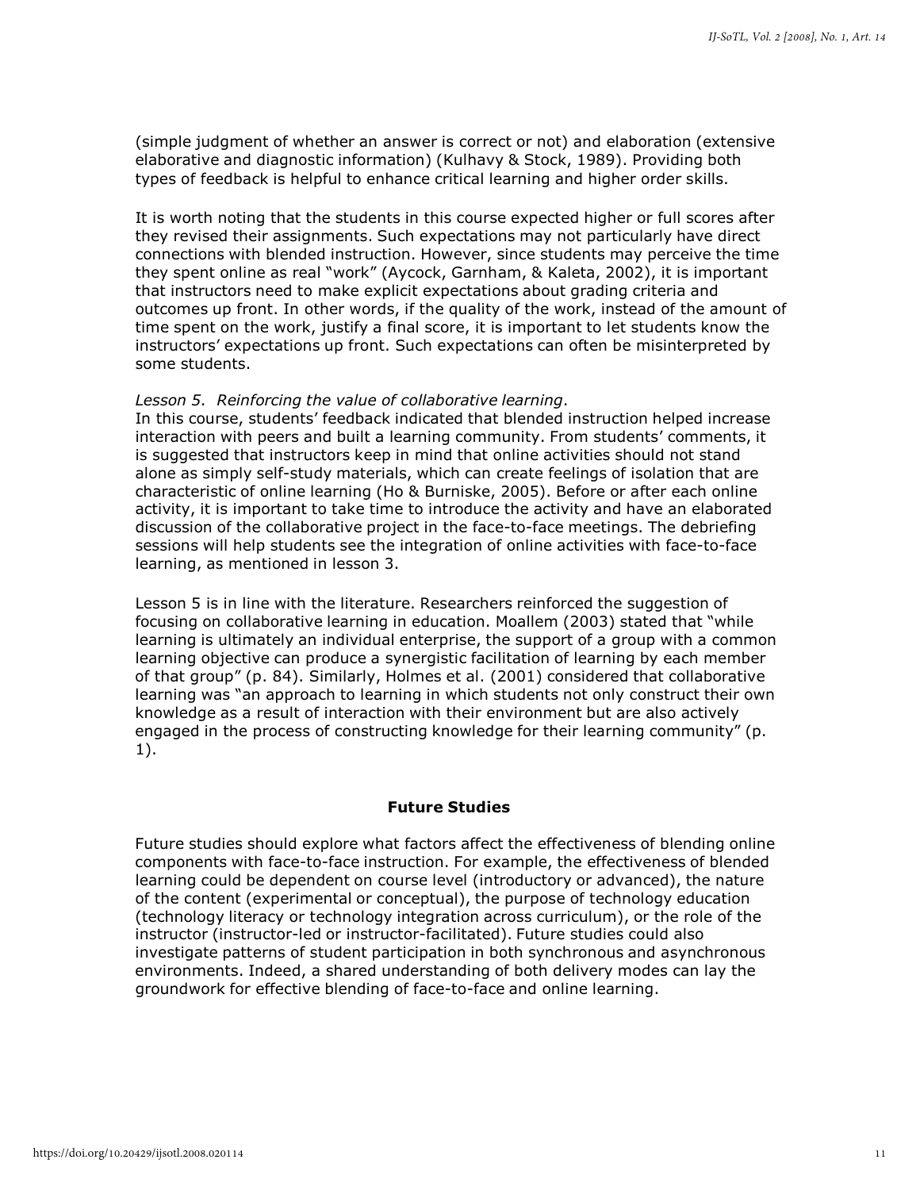(simple judgment of whether an answer is correct or not) and elaboration (extensive elaborative and diagnostic information) (Kulhavy & Stock, 1989). Providing both types of feedback is helpful to enhance critical learning and higher order skills.

It is worth noting that the students in this course expected higher or full scores after they revised their assignments. Such expectations may not particularly have direct connections with blended instruction. However, since students may perceive the time they spent online as real "work" (Aycock, Garnham, & Kaleta, 2002), it is important that instructors need to make explicit expectations about grading criteria and outcomes up front. In other words, if the quality of the work, instead of the amount of time spent on the work, justify a final score, it is important to let students know the instructors' expectations up front. Such expectations can often be misinterpreted by some students.

*Lesson 5. Reinforcing the value of collaborative learning.*
In this course, students' feedback indicated that blended instruction helped increase interaction with peers and built a learning community. From students' comments, it is suggested that instructors keep in mind that online activities should not stand alone as simply self-study materials, which can create feelings of isolation that are characteristic of online learning (Ho & Burniske, 2005). Before or after each online activity, it is important to take time to introduce the activity and have an elaborated discussion of the collaborative project in the face-to-face meetings. The debriefing sessions will help students see the integration of online activities with face-to-face learning, as mentioned in lesson 3.

Lesson 5 is in line with the literature. Researchers reinforced the suggestion of focusing on collaborative learning in education. Moallem (2003) stated that "while learning is ultimately an individual enterprise, the support of a group with a common learning objective can produce a synergistic facilitation of learning by each member of that group" (p. 84). Similarly, Holmes et al. (2001) considered that collaborative learning was "an approach to learning in which students not only construct their own knowledge as a result of interaction with their environment but are also actively engaged in the process of constructing knowledge for their learning community" (p. 1).

## Future Studies

Future studies should explore what factors affect the effectiveness of blending online components with face-to-face instruction. For example, the effectiveness of blended learning could be dependent on course level (introductory or advanced), the nature of the content (experimental or conceptual), the purpose of technology education (technology literacy or technology integration across curriculum), or the role of the instructor (instructor-led or instructor-facilitated). Future studies could also investigate patterns of student participation in both synchronous and asynchronous environments. Indeed, a shared understanding of both delivery modes can lay the groundwork for effective blending of face-to-face and online learning.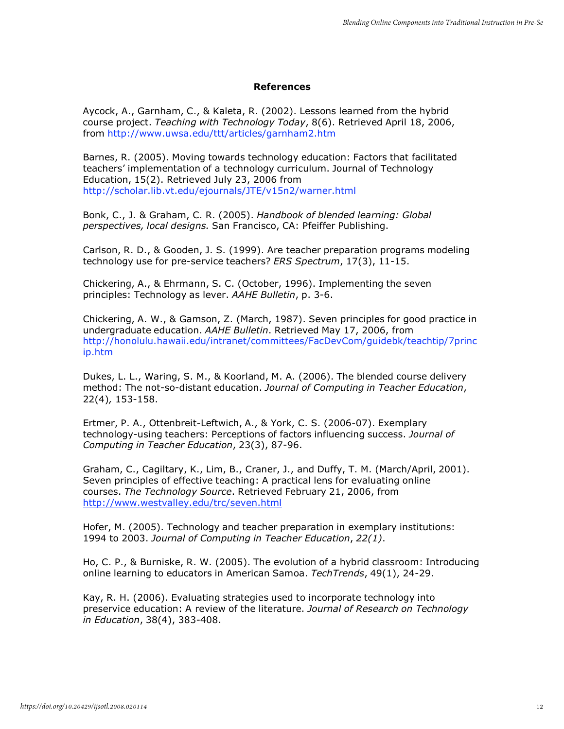## References

Aycock, A., Garnham, C., & Kaleta, R. (2002). Lessons learned from the hybrid course project. *Teaching with Technology Today*, 8(6). Retrieved April 18, 2006, from http://www.uwsa.edu/ttt/articles/garnham2.htm

Barnes, R. (2005). Moving towards technology education: Factors that facilitated teachers' implementation of a technology curriculum. Journal of Technology Education, 15(2). Retrieved July 23, 2006 from http://scholar.lib.vt.edu/ejournals/JTE/v15n2/warner.html

Bonk, C., J. & Graham, C. R. (2005). *Handbook of blended learning: Global perspectives, local designs.* San Francisco, CA: Pfeiffer Publishing.

Carlson, R. D., & Gooden, J. S. (1999). Are teacher preparation programs modeling technology use for pre-service teachers? *ERS Spectrum*, 17(3), 11-15.

Chickering, A., & Ehrmann, S. C. (October, 1996). Implementing the seven principles: Technology as lever. *AAHE Bulletin*, p. 3-6.

Chickering, A. W., & Gamson, Z. (March, 1987). Seven principles for good practice in undergraduate education. *AAHE Bulletin*. Retrieved May 17, 2006, from http://honolulu.hawaii.edu/intranet/committees/FacDevCom/guidebk/teachtip/7princip.htm

Dukes, L. L., Waring, S. M., & Koorland, M. A. (2006). The blended course delivery method: The not-so-distant education. *Journal of Computing in Teacher Education*, 22(4), 153-158.

Ertmer, P. A., Ottenbreit-Leftwich, A., & York, C. S. (2006-07). Exemplary technology-using teachers: Perceptions of factors influencing success. *Journal of Computing in Teacher Education*, 23(3), 87-96.

Graham, C., Cagiltary, K., Lim, B., Craner, J., and Duffy, T. M. (March/April, 2001). Seven principles of effective teaching: A practical lens for evaluating online courses. *The Technology Source*. Retrieved February 21, 2006, from http://www.westvalley.edu/trc/seven.html

Hofer, M. (2005). Technology and teacher preparation in exemplary institutions: 1994 to 2003. *Journal of Computing in Teacher Education*, *22(1)*.

Ho, C. P., & Burniske, R. W. (2005). The evolution of a hybrid classroom: Introducing online learning to educators in American Samoa. *TechTrends*, 49(1), 24-29.

Kay, R. H. (2006). Evaluating strategies used to incorporate technology into preservice education: A review of the literature. *Journal of Research on Technology in Education*, 38(4), 383-408.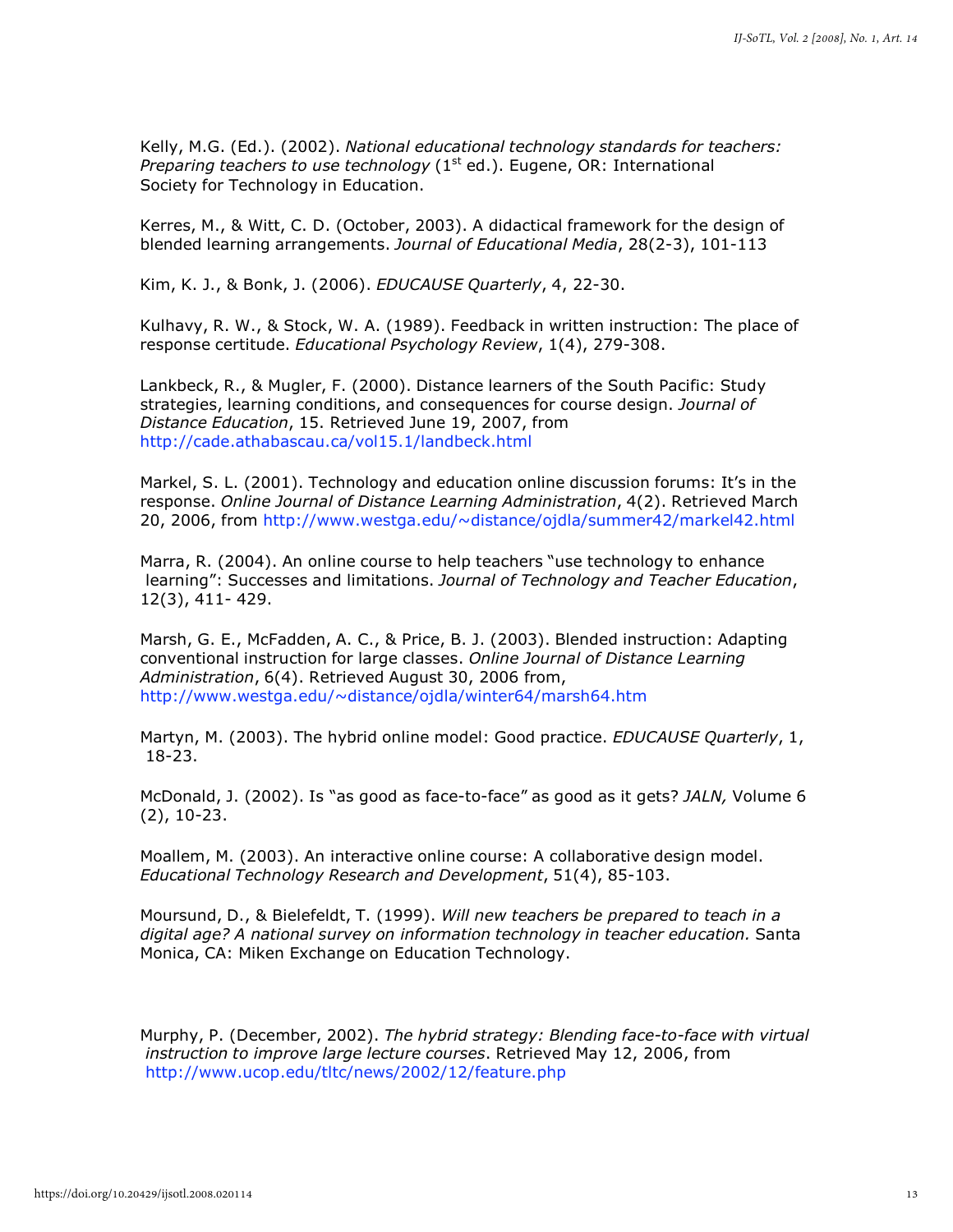Kelly, M.G. (Ed.). (2002). *National educational technology standards for teachers: Preparing teachers to use technology* (1st ed.). Eugene, OR: International Society for Technology in Education.

Kerres, M., & Witt, C. D. (October, 2003). A didactical framework for the design of blended learning arrangements. *Journal of Educational Media*, 28(2-3), 101-113

Kim, K. J., & Bonk, J. (2006). *EDUCAUSE Quarterly*, 4, 22-30.

Kulhavy, R. W., & Stock, W. A. (1989). Feedback in written instruction: The place of response certitude. *Educational Psychology Review*, 1(4), 279-308.

Lankbeck, R., & Mugler, F. (2000). Distance learners of the South Pacific: Study strategies, learning conditions, and consequences for course design. *Journal of Distance Education*, 15. Retrieved June 19, 2007, from http://cade.athabascau.ca/vol15.1/landbeck.html

Markel, S. L. (2001). Technology and education online discussion forums: It's in the response. *Online Journal of Distance Learning Administration*, 4(2). Retrieved March 20, 2006, from http://www.westga.edu/~distance/ojdla/summer42/markel42.html

Marra, R. (2004). An online course to help teachers "use technology to enhance learning": Successes and limitations. *Journal of Technology and Teacher Education*, 12(3), 411- 429.

Marsh, G. E., McFadden, A. C., & Price, B. J. (2003). Blended instruction: Adapting conventional instruction for large classes. *Online Journal of Distance Learning Administration*, 6(4). Retrieved August 30, 2006 from, http://www.westga.edu/~distance/ojdla/winter64/marsh64.htm

Martyn, M. (2003). The hybrid online model: Good practice. *EDUCAUSE Quarterly*, 1, 18-23.

McDonald, J. (2002). Is "as good as face-to-face" as good as it gets? *JALN,* Volume 6 (2), 10-23.

Moallem, M. (2003). An interactive online course: A collaborative design model. *Educational Technology Research and Development*, 51(4), 85-103.

Moursund, D., & Bielefeldt, T. (1999). *Will new teachers be prepared to teach in a digital age? A national survey on information technology in teacher education.* Santa Monica, CA: Miken Exchange on Education Technology.

Murphy, P. (December, 2002). *The hybrid strategy: Blending face-to-face with virtual instruction to improve large lecture courses*. Retrieved May 12, 2006, from http://www.ucop.edu/tltc/news/2002/12/feature.php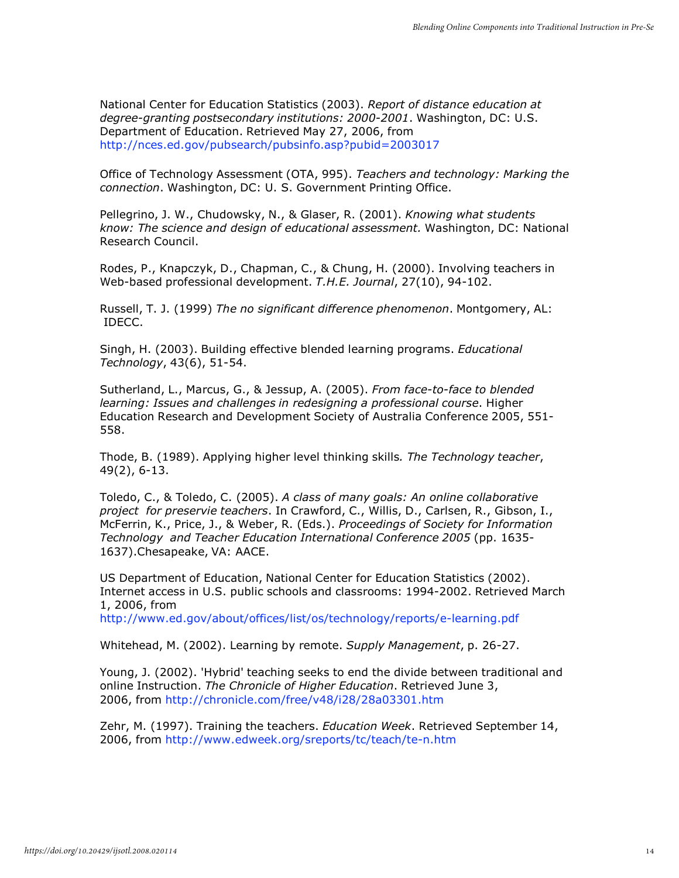National Center for Education Statistics (2003). *Report of distance education at degree-granting postsecondary institutions: 2000-2001*. Washington, DC: U.S. Department of Education. Retrieved May 27, 2006, from http://nces.ed.gov/pubsearch/pubsinfo.asp?pubid=2003017

Office of Technology Assessment (OTA, 995). *Teachers and technology: Marking the connection*. Washington, DC: U. S. Government Printing Office.

Pellegrino, J. W., Chudowsky, N., & Glaser, R. (2001). *Knowing what students know: The science and design of educational assessment.* Washington, DC: National Research Council.

Rodes, P., Knapczyk, D., Chapman, C., & Chung, H. (2000). Involving teachers in Web-based professional development. *T.H.E. Journal*, 27(10), 94-102.

Russell, T. J. (1999) *The no significant difference phenomenon*. Montgomery, AL: IDECC.

Singh, H. (2003). Building effective blended learning programs. *Educational Technology*, 43(6), 51-54.

Sutherland, L., Marcus, G., & Jessup, A. (2005). *From face-to-face to blended learning: Issues and challenges in redesigning a professional course*. Higher Education Research and Development Society of Australia Conference 2005, 551-558.

Thode, B. (1989). Applying higher level thinking skills*. The Technology teacher*, 49(2), 6-13.

Toledo, C., & Toledo, C. (2005). *A class of many goals: An online collaborative project for preservie teachers*. In Crawford, C., Willis, D., Carlsen, R., Gibson, I., McFerrin, K., Price, J., & Weber, R. (Eds.). *Proceedings of Society for Information Technology and Teacher Education International Conference 2005* (pp. 1635-1637).Chesapeake, VA: AACE.

US Department of Education, National Center for Education Statistics (2002). Internet access in U.S. public schools and classrooms: 1994-2002. Retrieved March 1, 2006, from http://www.ed.gov/about/offices/list/os/technology/reports/e-learning.pdf

Whitehead, M. (2002). Learning by remote. *Supply Management*, p. 26-27.

Young, J. (2002). 'Hybrid' teaching seeks to end the divide between traditional and online Instruction. *The Chronicle of Higher Education*. Retrieved June 3, 2006, from http://chronicle.com/free/v48/i28/28a03301.htm

Zehr, M. (1997). Training the teachers. *Education Week*. Retrieved September 14, 2006, from http://www.edweek.org/sreports/tc/teach/te-n.htm